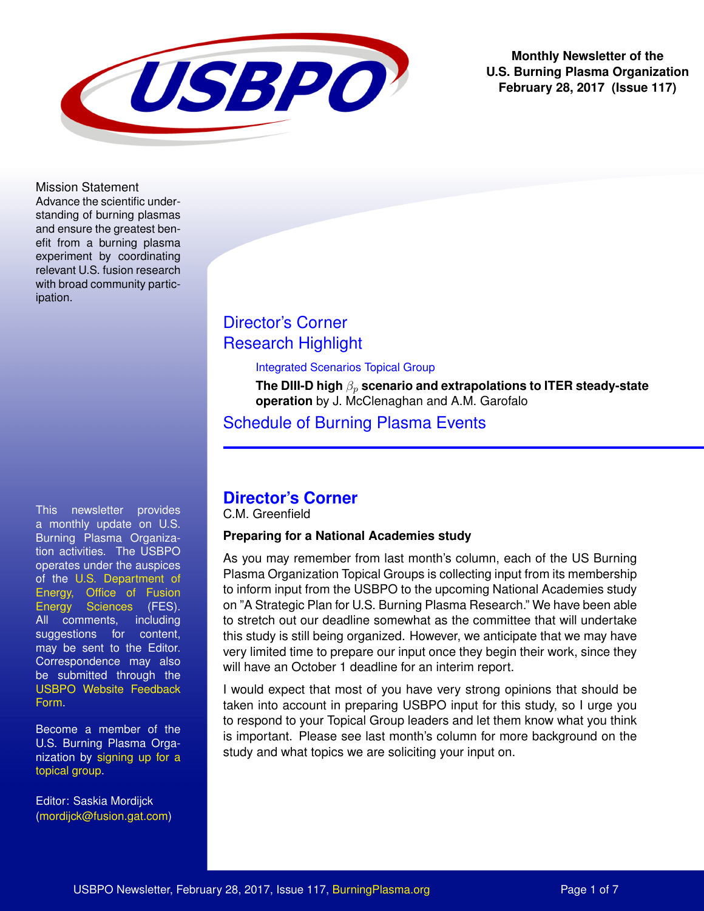Monthly Newsletter of the
U.S. Burning Plasma Organization
February 28, 2017 (Issue 117)

**Mission Statement**

Advance the scientific understanding of burning plasmas and ensure the greatest benefit from a burning plasma experiment by coordinating relevant U.S. fusion research with broad community participation.

This newsletter provides a monthly update on U.S. Burning Plasma Organization activities. The USBPO operates under the auspices of the U.S. Department of Energy, Office of Fusion Energy Sciences (FES). All comments, including suggestions for content, may be sent to the Editor. Correspondence may also be submitted through the USBPO Website Feedback Form.

Become a member of the U.S. Burning Plasma Organization by signing up for a topical group.

Editor: Saskia Mordijck (mordijck@fusion.gat.com)

Director's Corner

Research Highlight

Integrated Scenarios Topical Group

**The DIII-D high $\beta_p$ scenario and extrapolations to ITER steady-state operation** by J. McClenaghan and A.M. Garofalo

Schedule of Burning Plasma Events

## Director's Corner

C.M. Greenfield

### Preparing for a National Academies study

As you may remember from last month's column, each of the US Burning Plasma Organization Topical Groups is collecting input from its membership to inform input from the USBPO to the upcoming National Academies study on "A Strategic Plan for U.S. Burning Plasma Research." We have been able to stretch out our deadline somewhat as the committee that will undertake this study is still being organized. However, we anticipate that we may have very limited time to prepare our input once they begin their work, since they will have an October 1 deadline for an interim report.

I would expect that most of you have very strong opinions that should be taken into account in preparing USBPO input for this study, so I urge you to respond to your Topical Group leaders and let them know what you think is important. Please see last month's column for more background on the study and what topics we are soliciting your input on.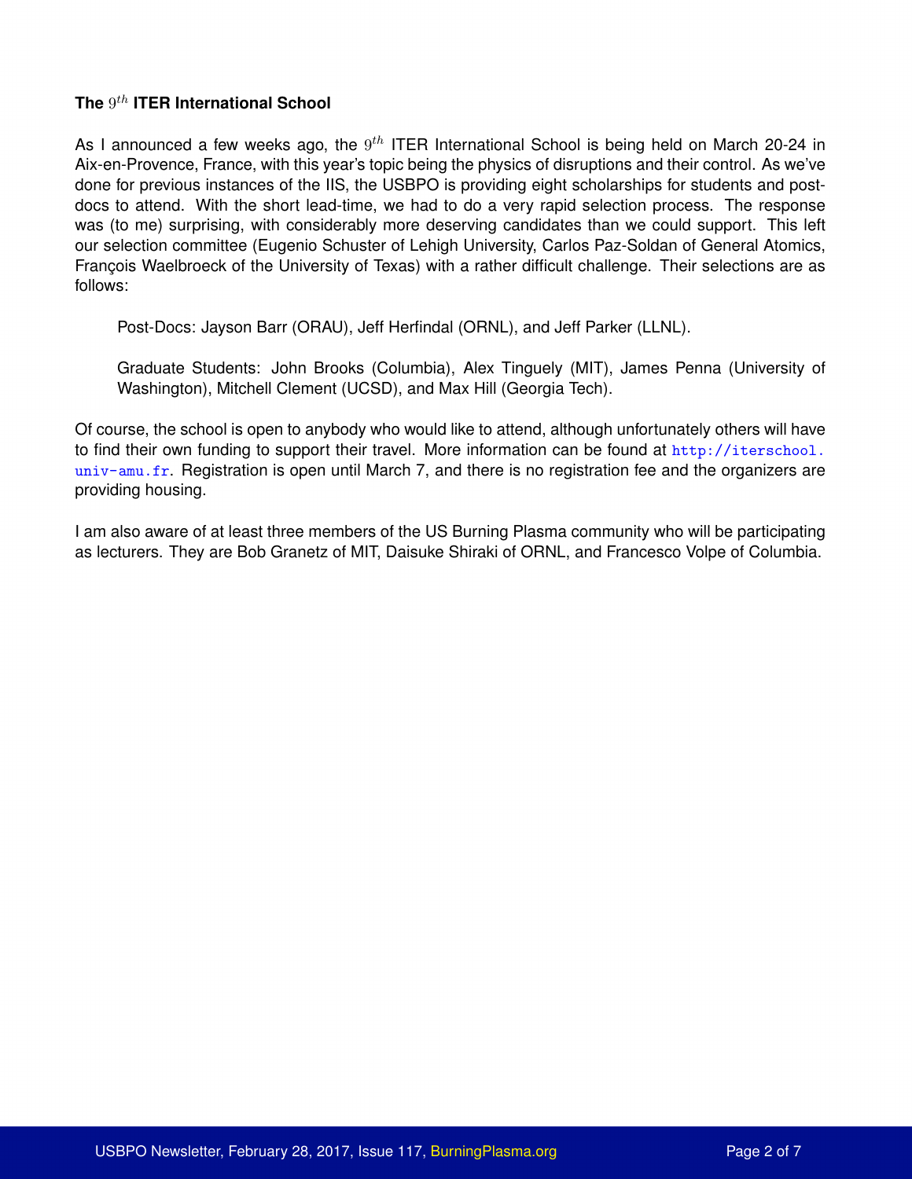### The $9^{th}$ ITER International School

As I announced a few weeks ago, the $9^{th}$ ITER International School is being held on March 20-24 in Aix-en-Provence, France, with this year's topic being the physics of disruptions and their control. As we've done for previous instances of the IIS, the USBPO is providing eight scholarships for students and post-docs to attend. With the short lead-time, we had to do a very rapid selection process. The response was (to me) surprising, with considerably more deserving candidates than we could support. This left our selection committee (Eugenio Schuster of Lehigh University, Carlos Paz-Soldan of General Atomics, François Waelbroeck of the University of Texas) with a rather difficult challenge. Their selections are as follows:

> Post-Docs: Jayson Barr (ORAU), Jeff Herfindal (ORNL), and Jeff Parker (LLNL).
>
> Graduate Students: John Brooks (Columbia), Alex Tinguely (MIT), James Penna (University of Washington), Mitchell Clement (UCSD), and Max Hill (Georgia Tech).

Of course, the school is open to anybody who would like to attend, although unfortunately others will have to find their own funding to support their travel. More information can be found at http://iterschool.univ-amu.fr. Registration is open until March 7, and there is no registration fee and the organizers are providing housing.

I am also aware of at least three members of the US Burning Plasma community who will be participating as lecturers. They are Bob Granetz of MIT, Daisuke Shiraki of ORNL, and Francesco Volpe of Columbia.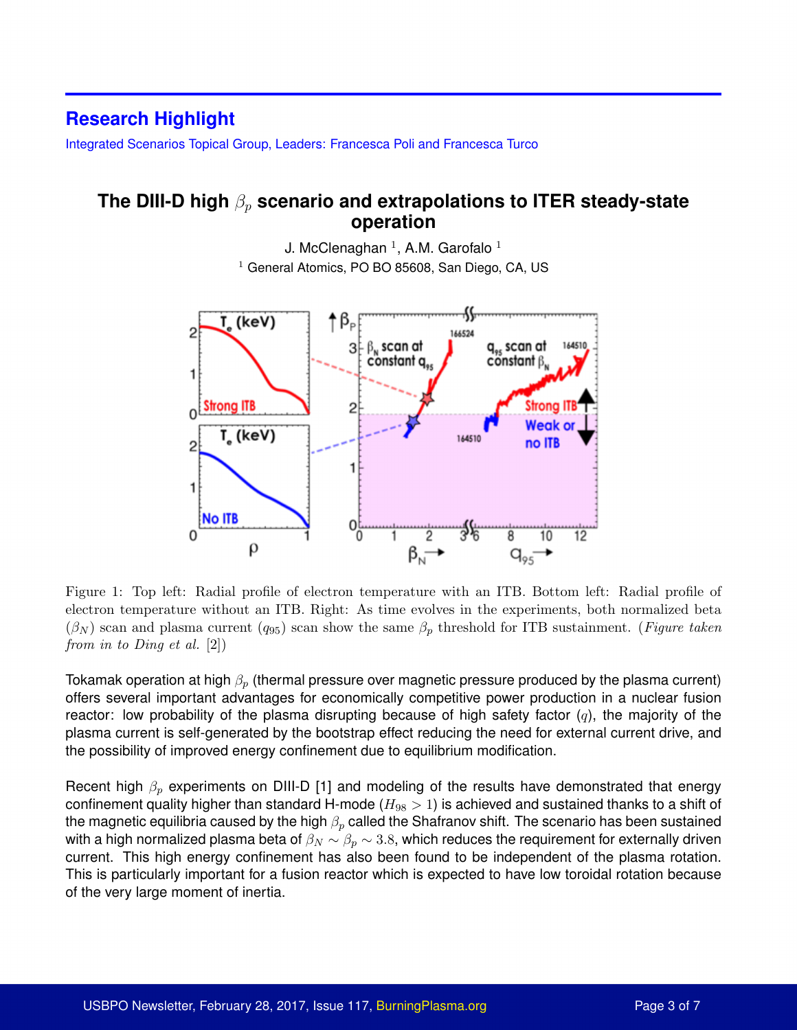## Research Highlight

Integrated Scenarios Topical Group, Leaders: Francesca Poli and Francesca Turco

# The DIII-D high $\beta_p$ scenario and extrapolations to ITER steady-state operation

J. McClenaghan [1], A.M. Garofalo [1]

[1] General Atomics, PO BO 85608, San Diego, CA, US

Figure 1: Top left: Radial profile of electron temperature with an ITB. Bottom left: Radial profile of electron temperature without an ITB. Right: As time evolves in the experiments, both normalized beta ($\beta_N$) scan and plasma current ($q_{95}$) scan show the same $\beta_p$ threshold for ITB sustainment. (*Figure taken from in to Ding et al.* [2])

Tokamak operation at high $\beta_p$ (thermal pressure over magnetic pressure produced by the plasma current) offers several important advantages for economically competitive power production in a nuclear fusion reactor: low probability of the plasma disrupting because of high safety factor ($q$), the majority of the plasma current is self-generated by the bootstrap effect reducing the need for external current drive, and the possibility of improved energy confinement due to equilibrium modification.

Recent high $\beta_p$ experiments on DIII-D [1] and modeling of the results have demonstrated that energy confinement quality higher than standard H-mode ($H_{98} > 1$) is achieved and sustained thanks to a shift of the magnetic equilibria caused by the high $\beta_p$ called the Shafranov shift. The scenario has been sustained with a high normalized plasma beta of $\beta_N \sim \beta_p \sim 3.8$, which reduces the requirement for externally driven current. This high energy confinement has also been found to be independent of the plasma rotation. This is particularly important for a fusion reactor which is expected to have low toroidal rotation because of the very large moment of inertia.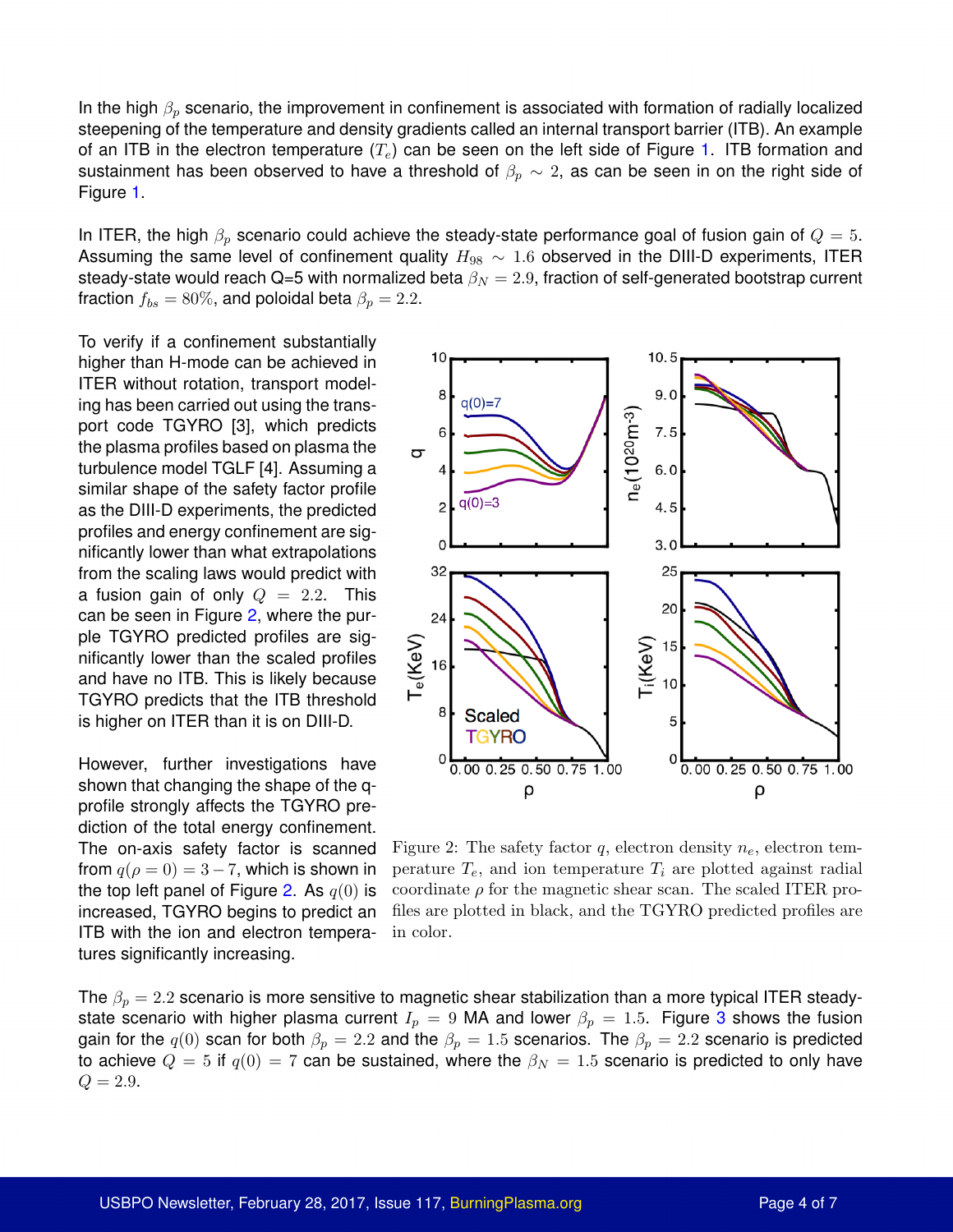In the high $\beta_p$ scenario, the improvement in confinement is associated with formation of radially localized steepening of the temperature and density gradients called an internal transport barrier (ITB). An example of an ITB in the electron temperature ($T_e$) can be seen on the left side of Figure 1. ITB formation and sustainment has been observed to have a threshold of $\beta_p \sim 2$, as can be seen in on the right side of Figure 1.

In ITER, the high $\beta_p$ scenario could achieve the steady-state performance goal of fusion gain of $Q = 5$. Assuming the same level of confinement quality $H_{98} \sim 1.6$ observed in the DIII-D experiments, ITER steady-state would reach Q=5 with normalized beta $\beta_N = 2.9$, fraction of self-generated bootstrap current fraction $f_{bs} = 80\%$, and poloidal beta $\beta_p = 2.2$.

To verify if a confinement substantially higher than H-mode can be achieved in ITER without rotation, transport modeling has been carried out using the transport code TGYRO [3], which predicts the plasma profiles based on plasma the turbulence model TGLF [4]. Assuming a similar shape of the safety factor profile as the DIII-D experiments, the predicted profiles and energy confinement are significantly lower than what extrapolations from the scaling laws would predict with a fusion gain of only $Q = 2.2$. This can be seen in Figure 2, where the purple TGYRO predicted profiles are significantly lower than the scaled profiles and have no ITB. This is likely because TGYRO predicts that the ITB threshold is higher on ITER than it is on DIII-D.

Figure 2: The safety factor $q$, electron density $n_e$, electron temperature $T_e$, and ion temperature $T_i$ are plotted against radial coordinate $\rho$ for the magnetic shear scan. The scaled ITER profiles are plotted in black, and the TGYRO predicted profiles are in color.

However, further investigations have shown that changing the shape of the q-profile strongly affects the TGYRO prediction of the total energy confinement. The on-axis safety factor is scanned from $q(\rho = 0) = 3 - 7$, which is shown in the top left panel of Figure 2. As $q(0)$ is increased, TGYRO begins to predict an ITB with the ion and electron temperatures significantly increasing.

The $\beta_p = 2.2$ scenario is more sensitive to magnetic shear stabilization than a more typical ITER steady-state scenario with higher plasma current $I_p = 9$ MA and lower $\beta_p = 1.5$. Figure 3 shows the fusion gain for the $q(0)$ scan for both $\beta_p = 2.2$ and the $\beta_p = 1.5$ scenarios. The $\beta_p = 2.2$ scenario is predicted to achieve $Q = 5$ if $q(0) = 7$ can be sustained, where the $\beta_N = 1.5$ scenario is predicted to only have $Q = 2.9$.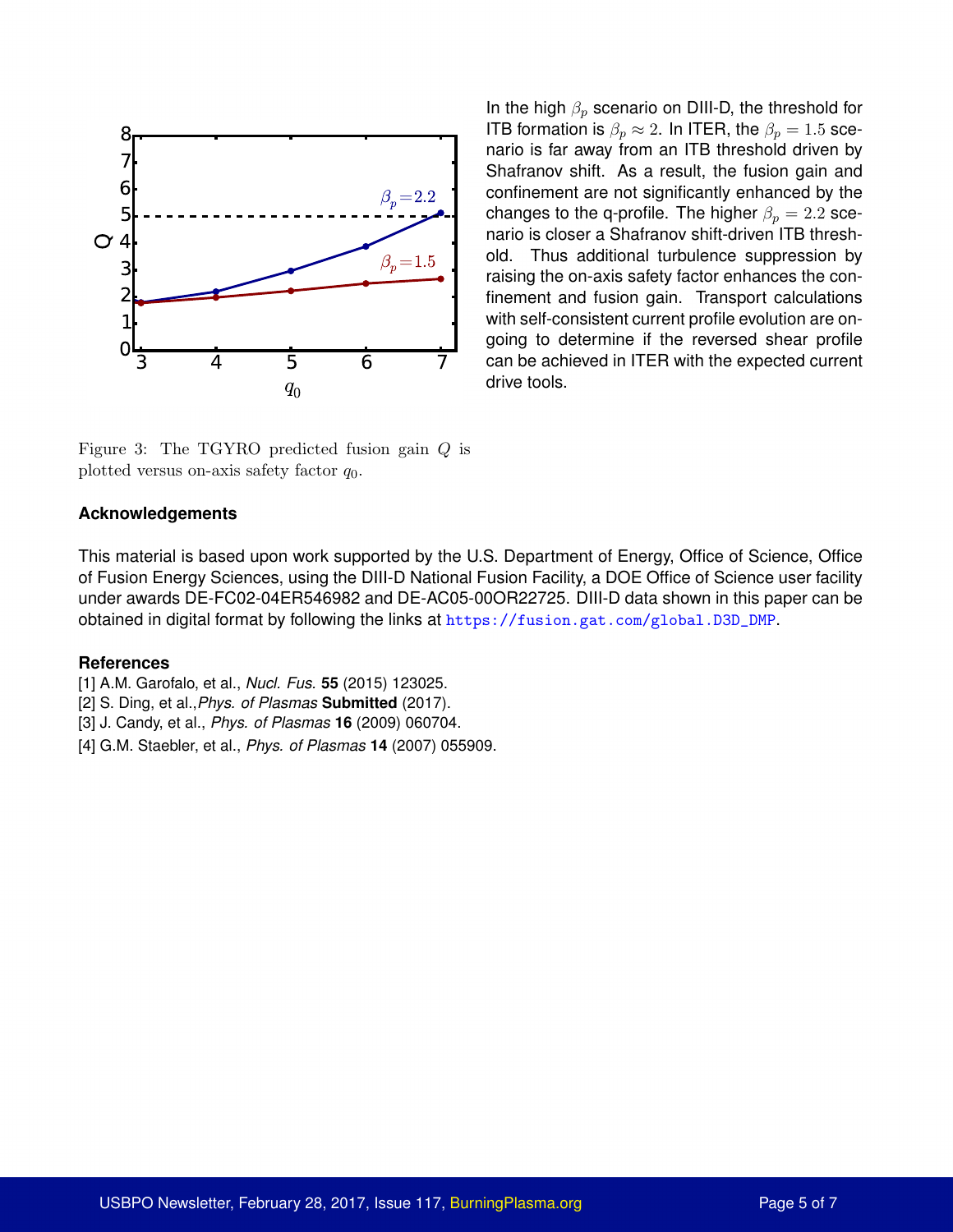In the high $\beta_p$ scenario on DIII-D, the threshold for ITB formation is $\beta_p \approx 2$. In ITER, the $\beta_p = 1.5$ scenario is far away from an ITB threshold driven by Shafranov shift. As a result, the fusion gain and confinement are not significantly enhanced by the changes to the q-profile. The higher $\beta_p = 2.2$ scenario is closer a Shafranov shift-driven ITB threshold. Thus additional turbulence suppression by raising the on-axis safety factor enhances the confinement and fusion gain. Transport calculations with self-consistent current profile evolution are ongoing to determine if the reversed shear profile can be achieved in ITER with the expected current drive tools.

Figure 3: The TGYRO predicted fusion gain $Q$ is plotted versus on-axis safety factor $q_0$.

### Acknowledgements

This material is based upon work supported by the U.S. Department of Energy, Office of Science, Office of Fusion Energy Sciences, using the DIII-D National Fusion Facility, a DOE Office of Science user facility under awards DE-FC02-04ER546982 and DE-AC05-00OR22725. DIII-D data shown in this paper can be obtained in digital format by following the links at https://fusion.gat.com/global.D3D_DMP.

### References

[1] A.M. Garofalo, et al., *Nucl. Fus.* **55** (2015) 123025.
[2] S. Ding, et al.,*Phys. of Plasmas* **Submitted** (2017).
[3] J. Candy, et al., *Phys. of Plasmas* **16** (2009) 060704.
[4] G.M. Staebler, et al., *Phys. of Plasmas* **14** (2007) 055909.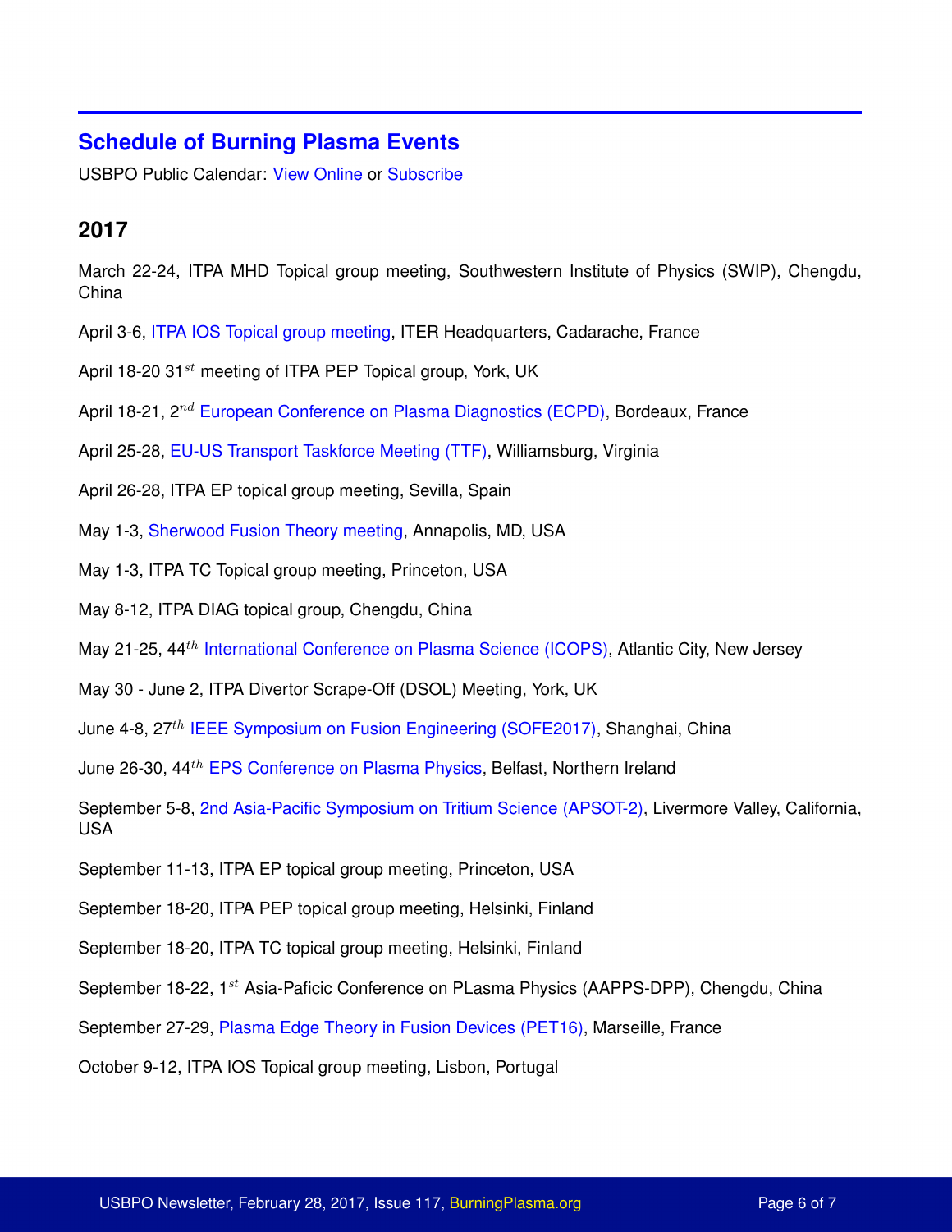## Schedule of Burning Plasma Events

USBPO Public Calendar: View Online or Subscribe

### 2017

March 22-24, ITPA MHD Topical group meeting, Southwestern Institute of Physics (SWIP), Chengdu, China

April 3-6, ITPA IOS Topical group meeting, ITER Headquarters, Cadarache, France

April 18-20 31$^{st}$ meeting of ITPA PEP Topical group, York, UK

April 18-21, 2$^{nd}$ European Conference on Plasma Diagnostics (ECPD), Bordeaux, France

April 25-28, EU-US Transport Taskforce Meeting (TTF), Williamsburg, Virginia

April 26-28, ITPA EP topical group meeting, Sevilla, Spain

May 1-3, Sherwood Fusion Theory meeting, Annapolis, MD, USA

May 1-3, ITPA TC Topical group meeting, Princeton, USA

May 8-12, ITPA DIAG topical group, Chengdu, China

May 21-25, 44$^{th}$ International Conference on Plasma Science (ICOPS), Atlantic City, New Jersey

May 30 - June 2, ITPA Divertor Scrape-Off (DSOL) Meeting, York, UK

June 4-8, 27$^{th}$ IEEE Symposium on Fusion Engineering (SOFE2017), Shanghai, China

June 26-30, 44$^{th}$ EPS Conference on Plasma Physics, Belfast, Northern Ireland

September 5-8, 2nd Asia-Pacific Symposium on Tritium Science (APSOT-2), Livermore Valley, California, USA

September 11-13, ITPA EP topical group meeting, Princeton, USA

September 18-20, ITPA PEP topical group meeting, Helsinki, Finland

September 18-20, ITPA TC topical group meeting, Helsinki, Finland

September 18-22, 1$^{st}$ Asia-Paficic Conference on PLasma Physics (AAPPS-DPP), Chengdu, China

September 27-29, Plasma Edge Theory in Fusion Devices (PET16), Marseille, France

October 9-12, ITPA IOS Topical group meeting, Lisbon, Portugal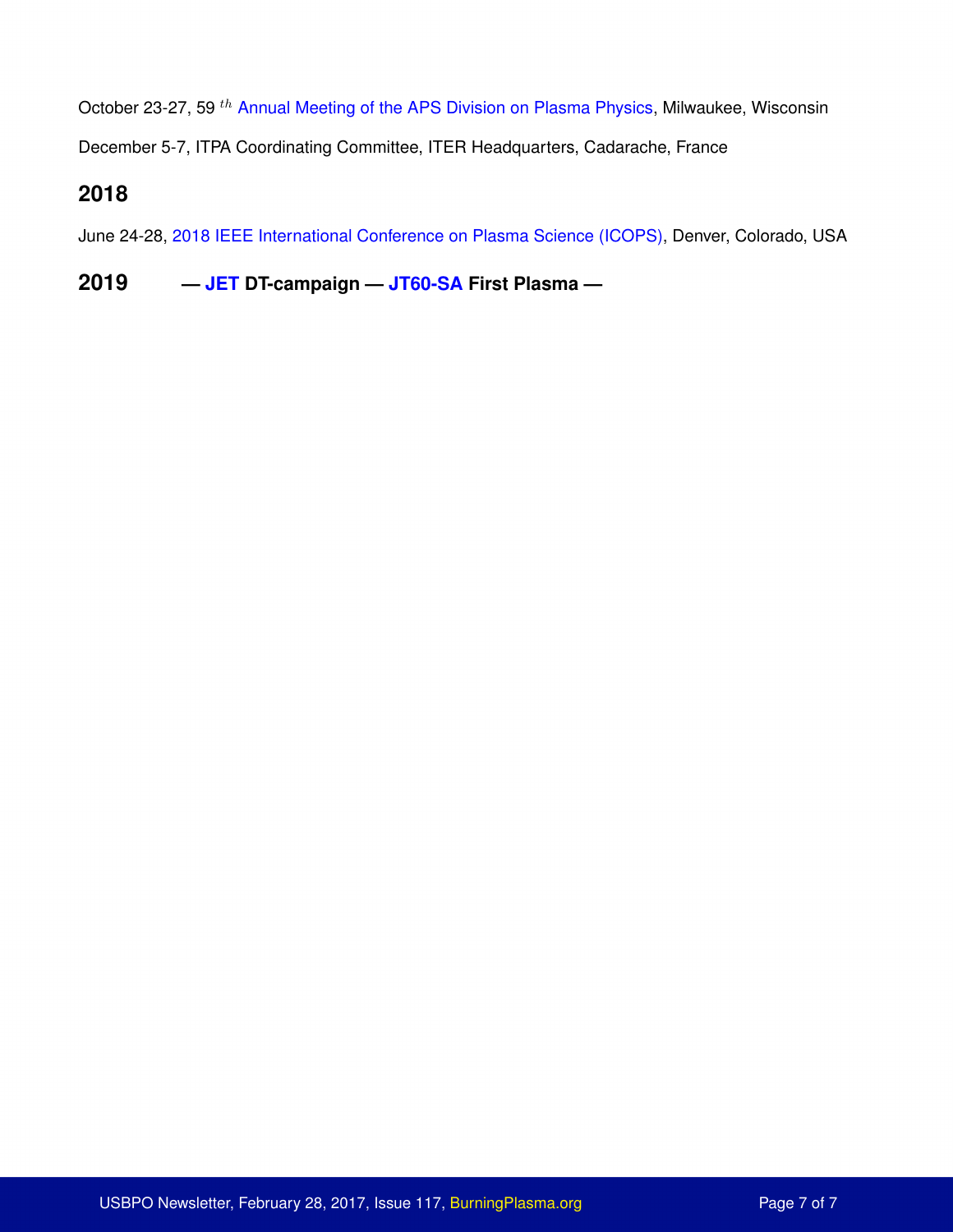October 23-27, 59 $^{th}$ Annual Meeting of the APS Division on Plasma Physics, Milwaukee, Wisconsin

December 5-7, ITPA Coordinating Committee, ITER Headquarters, Cadarache, France

## 2018

June 24-28, 2018 IEEE International Conference on Plasma Science (ICOPS), Denver, Colorado, USA

## 2019 — JET DT-campaign — JT60-SA First Plasma —